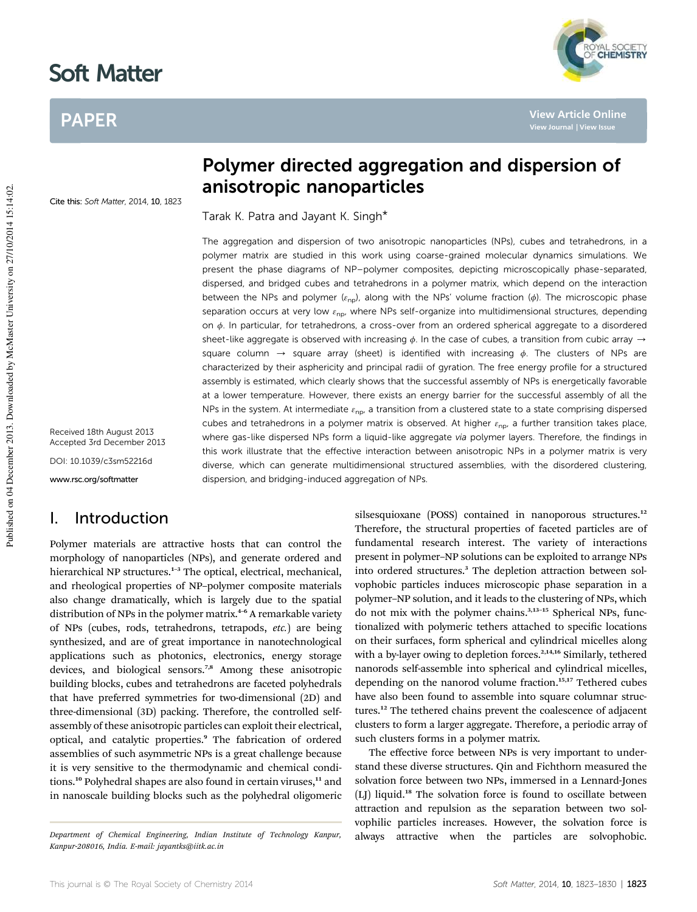# Polymer directed aggregation and dispersion of anisotropic nanoparticles

Tarak K. Patra and Jayant K. Singh*

Cite this: *Soft Matter*, 2014, **10**, 1823

Received 18th August 2013
Accepted 3rd December 2013

DOI: 10.1039/c3sm52216d

www.rsc.org/softmatter

The aggregation and dispersion of two anisotropic nanoparticles (NPs), cubes and tetrahedrons, in a polymer matrix are studied in this work using coarse-grained molecular dynamics simulations. We present the phase diagrams of NP–polymer composites, depicting microscopically phase-separated, dispersed, and bridged cubes and tetrahedrons in a polymer matrix, which depend on the interaction between the NPs and polymer ($\varepsilon_{np}$), along with the NPs' volume fraction ($\phi$). The microscopic phase separation occurs at very low $\varepsilon_{np}$, where NPs self-organize into multidimensional structures, depending on $\phi$. In particular, for tetrahedrons, a cross-over from an ordered spherical aggregate to a disordered sheet-like aggregate is observed with increasing $\phi$. In the case of cubes, a transition from cubic array → square column → square array (sheet) is identified with increasing $\phi$. The clusters of NPs are characterized by their asphericity and principal radii of gyration. The free energy profile for a structured assembly is estimated, which clearly shows that the successful assembly of NPs is energetically favorable at a lower temperature. However, there exists an energy barrier for the successful assembly of all the NPs in the system. At intermediate $\varepsilon_{np}$, a transition from a clustered state to a state comprising dispersed cubes and tetrahedrons in a polymer matrix is observed. At higher $\varepsilon_{np}$, a further transition takes place, where gas-like dispersed NPs form a liquid-like aggregate *via* polymer layers. Therefore, the findings in this work illustrate that the effective interaction between anisotropic NPs in a polymer matrix is very diverse, which can generate multidimensional structured assemblies, with the disordered clustering, dispersion, and bridging-induced aggregation of NPs.

## I. Introduction

Polymer materials are attractive hosts that can control the morphology of nanoparticles (NPs), and generate ordered and hierarchical NP structures.[1–3] The optical, electrical, mechanical, and rheological properties of NP–polymer composite materials also change dramatically, which is largely due to the spatial distribution of NPs in the polymer matrix.[4–6] A remarkable variety of NPs (cubes, rods, tetrahedrons, tetrapods, *etc.*) are being synthesized, and are of great importance in nanotechnological applications such as photonics, electronics, energy storage devices, and biological sensors.[7,8] Among these anisotropic building blocks, cubes and tetrahedrons are faceted polyhedrals that have preferred symmetries for two-dimensional (2D) and three-dimensional (3D) packing. Therefore, the controlled self-assembly of these anisotropic particles can exploit their electrical, optical, and catalytic properties.[9] The fabrication of ordered assemblies of such asymmetric NPs is a great challenge because it is very sensitive to the thermodynamic and chemical conditions.[10] Polyhedral shapes are also found in certain viruses,[11] and in nanoscale building blocks such as the polyhedral oligomeric silsesquioxane (POSS) contained in nanoporous structures.[12] Therefore, the structural properties of faceted particles are of fundamental research interest. The variety of interactions present in polymer–NP solutions can be exploited to arrange NPs into ordered structures.[3] The depletion attraction between solvophobic particles induces microscopic phase separation in a polymer–NP solution, and it leads to the clustering of NPs, which do not mix with the polymer chains.[3,13–15] Spherical NPs, functionalized with polymeric tethers attached to specific locations on their surfaces, form spherical and cylindrical micelles along with a by-layer owing to depletion forces.[2,14,16] Similarly, tethered nanorods self-assemble into spherical and cylindrical micelles, depending on the nanorod volume fraction.[15,17] Tethered cubes have also been found to assemble into square columnar structures.[12] The tethered chains prevent the coalescence of adjacent clusters to form a larger aggregate. Therefore, a periodic array of such clusters forms in a polymer matrix.

The effective force between NPs is very important to understand these diverse structures. Qin and Fichthorn measured the solvation force between two NPs, immersed in a Lennard-Jones (LJ) liquid.[18] The solvation force is found to oscillate between attraction and repulsion as the separation between two solvophilic particles increases. However, the solvation force is always attractive when the particles are solvophobic.

Department of Chemical Engineering, Indian Institute of Technology Kanpur, Kanpur-208016, India. E-mail: jayantks@iitk.ac.in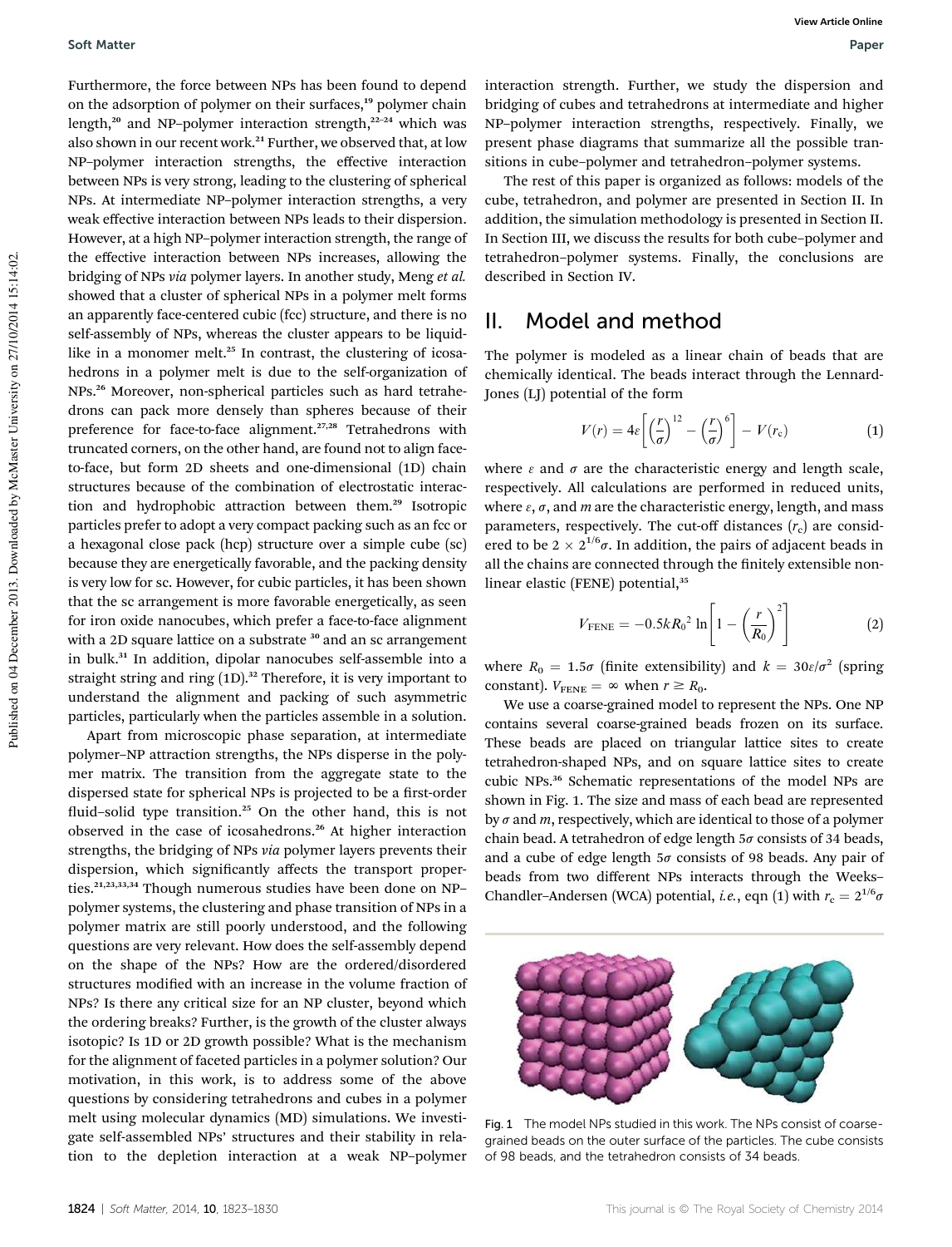Furthermore, the force between NPs has been found to depend on the adsorption of polymer on their surfaces,[19] polymer chain length,[20] and NP–polymer interaction strength,[22–24] which was also shown in our recent work.[21] Further, we observed that, at low NP–polymer interaction strengths, the effective interaction between NPs is very strong, leading to the clustering of spherical NPs. At intermediate NP–polymer interaction strengths, a very weak effective interaction between NPs leads to their dispersion. However, at a high NP–polymer interaction strength, the range of the effective interaction between NPs increases, allowing the bridging of NPs *via* polymer layers. In another study, Meng *et al.* showed that a cluster of spherical NPs in a polymer melt forms an apparently face-centered cubic (fcc) structure, and there is no self-assembly of NPs, whereas the cluster appears to be liquid-like in a monomer melt.[25] In contrast, the clustering of icosahedrons in a polymer melt is due to the self-organization of NPs.[26] Moreover, non-spherical particles such as hard tetrahedrons can pack more densely than spheres because of their preference for face-to-face alignment.[27,28] Tetrahedrons with truncated corners, on the other hand, are found not to align face-to-face, but form 2D sheets and one-dimensional (1D) chain structures because of the combination of electrostatic interaction and hydrophobic attraction between them.[29] Isotropic particles prefer to adopt a very compact packing such as an fcc or a hexagonal close pack (hcp) structure over a simple cube (sc) because they are energetically favorable, and the packing density is very low for sc. However, for cubic particles, it has been shown that the sc arrangement is more favorable energetically, as seen for iron oxide nanocubes, which prefer a face-to-face alignment with a 2D square lattice on a substrate [30] and an sc arrangement in bulk.[31] In addition, dipolar nanocubes self-assemble into a straight string and ring (1D).[32] Therefore, it is very important to understand the alignment and packing of such asymmetric particles, particularly when the particles assemble in a solution.

Apart from microscopic phase separation, at intermediate polymer–NP attraction strengths, the NPs disperse in the polymer matrix. The transition from the aggregate state to the dispersed state for spherical NPs is projected to be a first-order fluid–solid type transition.[25] On the other hand, this is not observed in the case of icosahedrons.[26] At higher interaction strengths, the bridging of NPs *via* polymer layers prevents their dispersion, which significantly affects the transport properties.[21,23,33,34] Though numerous studies have been done on NP–polymer systems, the clustering and phase transition of NPs in a polymer matrix are still poorly understood, and the following questions are very relevant. How does the self-assembly depend on the shape of the NPs? How are the ordered/disordered structures modified with an increase in the volume fraction of NPs? Is there any critical size for an NP cluster, beyond which the ordering breaks? Further, is the growth of the cluster always isotopic? Is 1D or 2D growth possible? What is the mechanism for the alignment of faceted particles in a polymer solution? Our motivation, in this work, is to address some of the above questions by considering tetrahedrons and cubes in a polymer melt using molecular dynamics (MD) simulations. We investigate self-assembled NPs' structures and their stability in relation to the depletion interaction at a weak NP–polymer interaction strength. Further, we study the dispersion and bridging of cubes and tetrahedrons at intermediate and higher NP–polymer interaction strengths, respectively. Finally, we present phase diagrams that summarize all the possible transitions in cube–polymer and tetrahedron–polymer systems.

The rest of this paper is organized as follows: models of the cube, tetrahedron, and polymer are presented in Section II. In addition, the simulation methodology is presented in Section II. In Section III, we discuss the results for both cube–polymer and tetrahedron–polymer systems. Finally, the conclusions are described in Section IV.

## II. Model and method

The polymer is modeled as a linear chain of beads that are chemically identical. The beads interact through the Lennard-Jones (LJ) potential of the form

$$V(r) = 4\varepsilon\left[\left(\frac{r}{\sigma}\right)^{12} - \left(\frac{r}{\sigma}\right)^{6}\right] - V(r_c) \tag{1}$$

where $\varepsilon$ and $\sigma$ are the characteristic energy and length scale, respectively. All calculations are performed in reduced units, where $\varepsilon$, $\sigma$, and $m$ are the characteristic energy, length, and mass parameters, respectively. The cut-off distances ($r_c$) are considered to be $2 \times 2^{1/6}\sigma$. In addition, the pairs of adjacent beads in all the chains are connected through the finitely extensible non-linear elastic (FENE) potential,[35]

$$V_{\text{FENE}} = -0.5kR_0^2 \ln\left[1 - \left(\frac{r}{R_0}\right)^2\right] \tag{2}$$

where $R_0 = 1.5\sigma$ (finite extensibility) and $k = 30\varepsilon/\sigma^2$ (spring constant). $V_{\text{FENE}} = \infty$ when $r \geq R_0$.

We use a coarse-grained model to represent the NPs. One NP contains several coarse-grained beads frozen on its surface. These beads are placed on triangular lattice sites to create tetrahedron-shaped NPs, and on square lattice sites to create cubic NPs.[36] Schematic representations of the model NPs are shown in Fig. 1. The size and mass of each bead are represented by $\sigma$ and $m$, respectively, which are identical to those of a polymer chain bead. A tetrahedron of edge length $5\sigma$ consists of 34 beads, and a cube of edge length $5\sigma$ consists of 98 beads. Any pair of beads from two different NPs interacts through the Weeks–Chandler–Andersen (WCA) potential, *i.e.*, eqn (1) with $r_c = 2^{1/6}\sigma$

Fig. 1 The model NPs studied in this work. The NPs consist of coarse-grained beads on the outer surface of the particles. The cube consists of 98 beads, and the tetrahedron consists of 34 beads.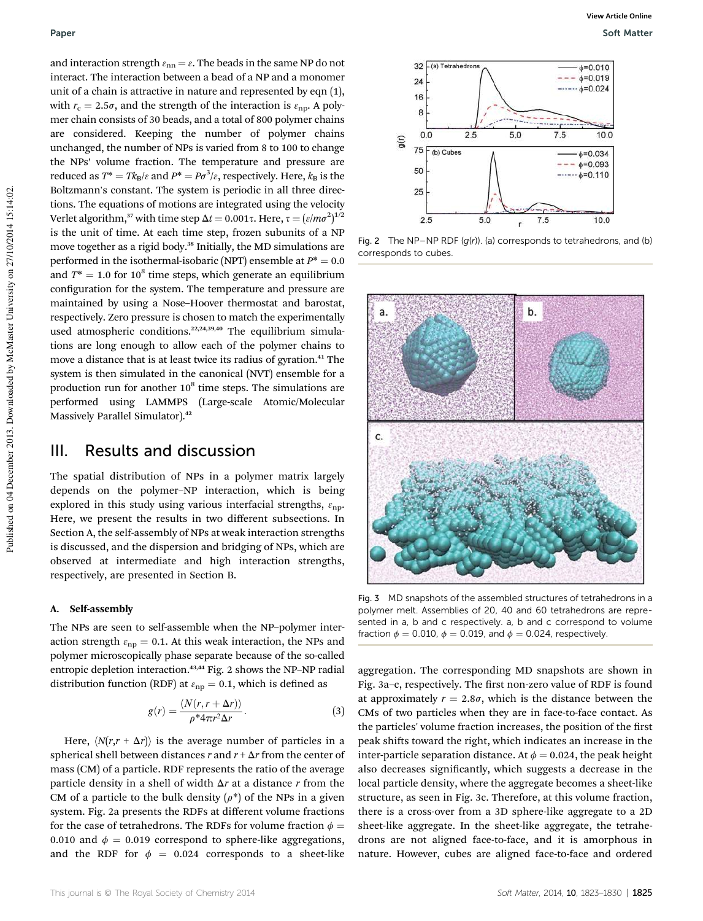and interaction strength $\varepsilon_{nn} = \varepsilon$. The beads in the same NP do not interact. The interaction between a bead of a NP and a monomer unit of a chain is attractive in nature and represented by eqn (1), with $r_c = 2.5\sigma$, and the strength of the interaction is $\varepsilon_{np}$. A polymer chain consists of 30 beads, and a total of 800 polymer chains are considered. Keeping the number of polymer chains unchanged, the number of NPs is varied from 8 to 100 to change the NPs' volume fraction. The temperature and pressure are reduced as $T^* = Tk_B/\varepsilon$ and $P^* = P\sigma^3/\varepsilon$, respectively. Here, $k_B$ is the Boltzmann's constant. The system is periodic in all three directions. The equations of motions are integrated using the velocity Verlet algorithm,[37] with time step $\Delta t = 0.001\tau$. Here, $\tau = (\varepsilon/m\sigma^2)^{1/2}$ is the unit of time. At each time step, frozen subunits of a NP move together as a rigid body.[38] Initially, the MD simulations are performed in the isothermal-isobaric (NPT) ensemble at $P^* = 0.0$ and $T^* = 1.0$ for $10^8$ time steps, which generate an equilibrium configuration for the system. The temperature and pressure are maintained by using a Nose–Hoover thermostat and barostat, respectively. Zero pressure is chosen to match the experimentally used atmospheric conditions.[22,24,39,40] The equilibrium simulations are long enough to allow each of the polymer chains to move a distance that is at least twice its radius of gyration.[41] The system is then simulated in the canonical (NVT) ensemble for a production run for another $10^8$ time steps. The simulations are performed using LAMMPS (Large-scale Atomic/Molecular Massively Parallel Simulator).[42]

## III. Results and discussion

The spatial distribution of NPs in a polymer matrix largely depends on the polymer–NP interaction, which is being explored in this study using various interfacial strengths, $\varepsilon_{np}$. Here, we present the results in two different subsections. In Section A, the self-assembly of NPs at weak interaction strengths is discussed, and the dispersion and bridging of NPs, which are observed at intermediate and high interaction strengths, respectively, are presented in Section B.

### A. Self-assembly

The NPs are seen to self-assemble when the NP–polymer interaction strength $\varepsilon_{np} = 0.1$. At this weak interaction, the NPs and polymer microscopically phase separate because of the so-called entropic depletion interaction.[43,44] Fig. 2 shows the NP–NP radial distribution function (RDF) at $\varepsilon_{np} = 0.1$, which is defined as

$$g(r) = \frac{\langle N(r, r + \Delta r)\rangle}{\rho^* 4\pi r^2 \Delta r}. \tag{3}$$

Here, $\langle N(r,r + \Delta r)\rangle$ is the average number of particles in a spherical shell between distances $r$ and $r + \Delta r$ from the center of mass (CM) of a particle. RDF represents the ratio of the average particle density in a shell of width $\Delta r$ at a distance $r$ from the CM of a particle to the bulk density ($\rho^*$) of the NPs in a given system. Fig. 2a presents the RDFs at different volume fractions for the case of tetrahedrons. The RDFs for volume fraction $\phi = 0.010$ and $\phi = 0.019$ correspond to sphere-like aggregations, and the RDF for $\phi = 0.024$ corresponds to a sheet-like aggregation. The corresponding MD snapshots are shown in Fig. 3a–c, respectively. The first non-zero value of RDF is found at approximately $r = 2.8\sigma$, which is the distance between the CMs of two particles when they are in face-to-face contact. As the particles' volume fraction increases, the position of the first peak shifts toward the right, which indicates an increase in the inter-particle separation distance. At $\phi = 0.024$, the peak height also decreases significantly, which suggests a decrease in the local particle density, where the aggregate becomes a sheet-like structure, as seen in Fig. 3c. Therefore, at this volume fraction, there is a cross-over from a 3D sphere-like aggregate to a 2D sheet-like aggregate. In the sheet-like aggregate, the tetrahedrons are not aligned face-to-face, and it is amorphous in nature. However, cubes are aligned face-to-face and ordered

Fig. 2 The NP–NP RDF ($g(r)$). (a) corresponds to tetrahedrons, and (b) corresponds to cubes.

Fig. 3 MD snapshots of the assembled structures of tetrahedrons in a polymer melt. Assemblies of 20, 40 and 60 tetrahedrons are represented in a, b and c respectively. a, b and c correspond to volume fraction $\phi = 0.010$, $\phi = 0.019$, and $\phi = 0.024$, respectively.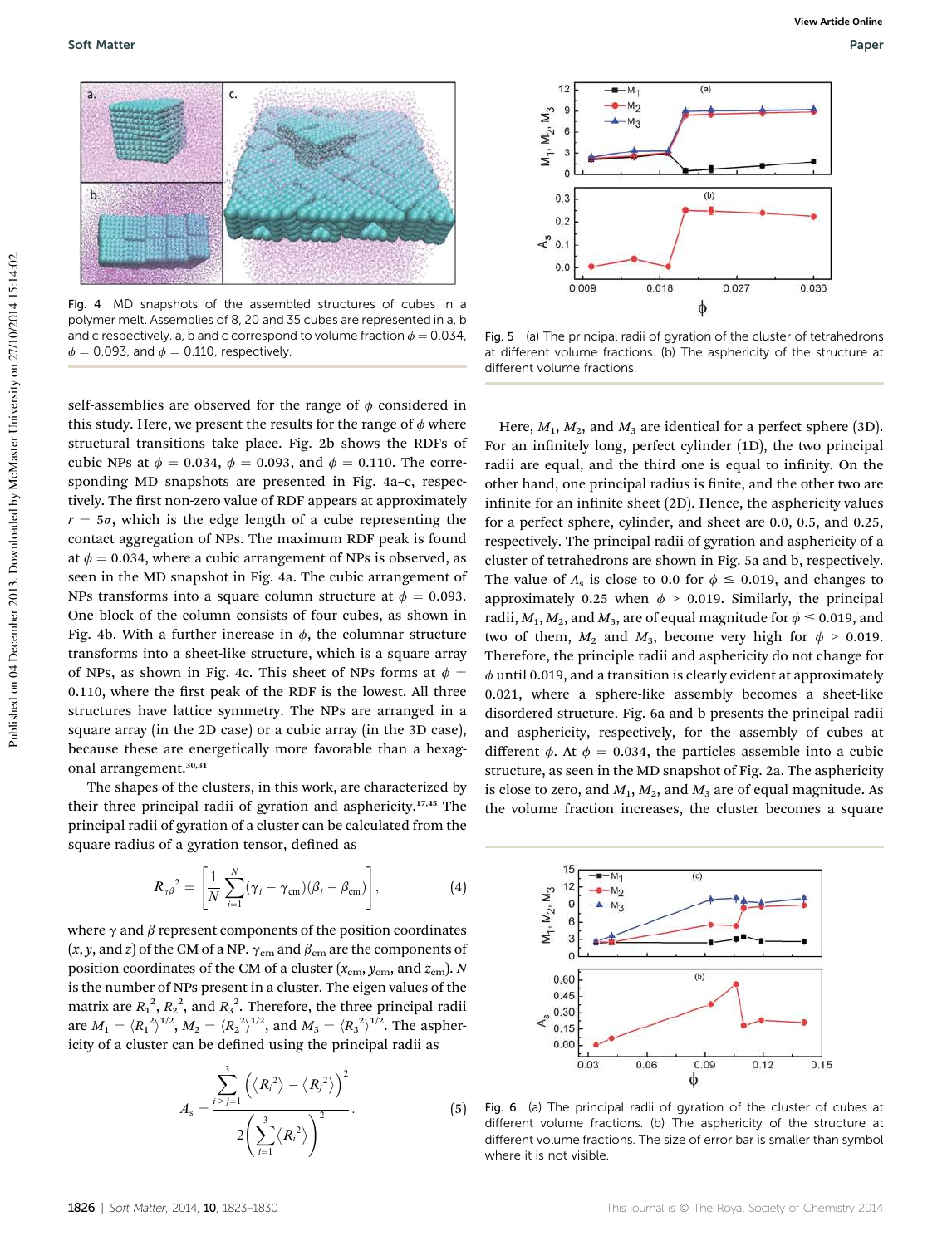Fig. 4 MD snapshots of the assembled structures of cubes in a polymer melt. Assemblies of 8, 20 and 35 cubes are represented in a, b and c respectively. a, b and c correspond to volume fraction $\phi = 0.034$, $\phi = 0.093$, and $\phi = 0.110$, respectively.

self-assemblies are observed for the range of $\phi$ considered in this study. Here, we present the results for the range of $\phi$ where structural transitions take place. Fig. 2b shows the RDFs of cubic NPs at $\phi = 0.034$, $\phi = 0.093$, and $\phi = 0.110$. The corresponding MD snapshots are presented in Fig. 4a–c, respectively. The first non-zero value of RDF appears at approximately $r = 5\sigma$, which is the edge length of a cube representing the contact aggregation of NPs. The maximum RDF peak is found at $\phi = 0.034$, where a cubic arrangement of NPs is observed, as seen in the MD snapshot in Fig. 4a. The cubic arrangement of NPs transforms into a square column structure at $\phi = 0.093$. One block of the column consists of four cubes, as shown in Fig. 4b. With a further increase in $\phi$, the columnar structure transforms into a sheet-like structure, which is a square array of NPs, as shown in Fig. 4c. This sheet of NPs forms at $\phi = 0.110$, where the first peak of the RDF is the lowest. All three structures have lattice symmetry. The NPs are arranged in a square array (in the 2D case) or a cubic array (in the 3D case), because these are energetically more favorable than a hexagonal arrangement.[30,31]

The shapes of the clusters, in this work, are characterized by their three principal radii of gyration and asphericity.[17,45] The principal radii of gyration of a cluster can be calculated from the square radius of a gyration tensor, defined as

$$R_{\gamma\beta}{}^2 = \left[\frac{1}{N}\sum_{i=1}^{N}(\gamma_i - \gamma_{cm})(\beta_i - \beta_{cm})\right], \tag{4}$$

where $\gamma$ and $\beta$ represent components of the position coordinates ($x$, $y$, and $z$) of the CM of a NP. $\gamma_{cm}$ and $\beta_{cm}$ are the components of position coordinates of the CM of a cluster ($x_{cm}$, $y_{cm}$, and $z_{cm}$). $N$ is the number of NPs present in a cluster. The eigen values of the matrix are $R_1{}^2$, $R_2{}^2$, and $R_3{}^2$. Therefore, the three principal radii are $M_1 = \langle R_1{}^2\rangle^{1/2}$, $M_2 = \langle R_2{}^2\rangle^{1/2}$, and $M_3 = \langle R_3{}^2\rangle^{1/2}$. The asphericity of a cluster can be defined using the principal radii as

$$A_s = \frac{\sum_{i>j=1}^{3}\left(\langle R_i{}^2\rangle - \langle R_j{}^2\rangle\right)^2}{2\left(\sum_{i=1}^{3}\langle R_i{}^2\rangle\right)^2}. \tag{5}$$

Fig. 5 (a) The principal radii of gyration of the cluster of tetrahedrons at different volume fractions. (b) The asphericity of the structure at different volume fractions.

Here, $M_1$, $M_2$, and $M_3$ are identical for a perfect sphere (3D). For an infinitely long, perfect cylinder (1D), the two principal radii are equal, and the third one is equal to infinity. On the other hand, one principal radius is finite, and the other two are infinite for an infinite sheet (2D). Hence, the asphericity values for a perfect sphere, cylinder, and sheet are 0.0, 0.5, and 0.25, respectively. The principal radii of gyration and asphericity of a cluster of tetrahedrons are shown in Fig. 5a and b, respectively. The value of $A_s$ is close to 0.0 for $\phi \leq 0.019$, and changes to approximately 0.25 when $\phi > 0.019$. Similarly, the principal radii, $M_1$, $M_2$, and $M_3$, are of equal magnitude for $\phi \leq 0.019$, and two of them, $M_2$ and $M_3$, become very high for $\phi > 0.019$. Therefore, the principle radii and asphericity do not change for $\phi$ until 0.019, and a transition is clearly evident at approximately 0.021, where a sphere-like assembly becomes a sheet-like disordered structure. Fig. 6a and b presents the principal radii and asphericity, respectively, for the assembly of cubes at different $\phi$. At $\phi = 0.034$, the particles assemble into a cubic structure, as seen in the MD snapshot of Fig. 2a. The asphericity is close to zero, and $M_1$, $M_2$, and $M_3$ are of equal magnitude. As the volume fraction increases, the cluster becomes a square

Fig. 6 (a) The principal radii of gyration of the cluster of cubes at different volume fractions. (b) The asphericity of the structure at different volume fractions. The size of error bar is smaller than symbol where it is not visible.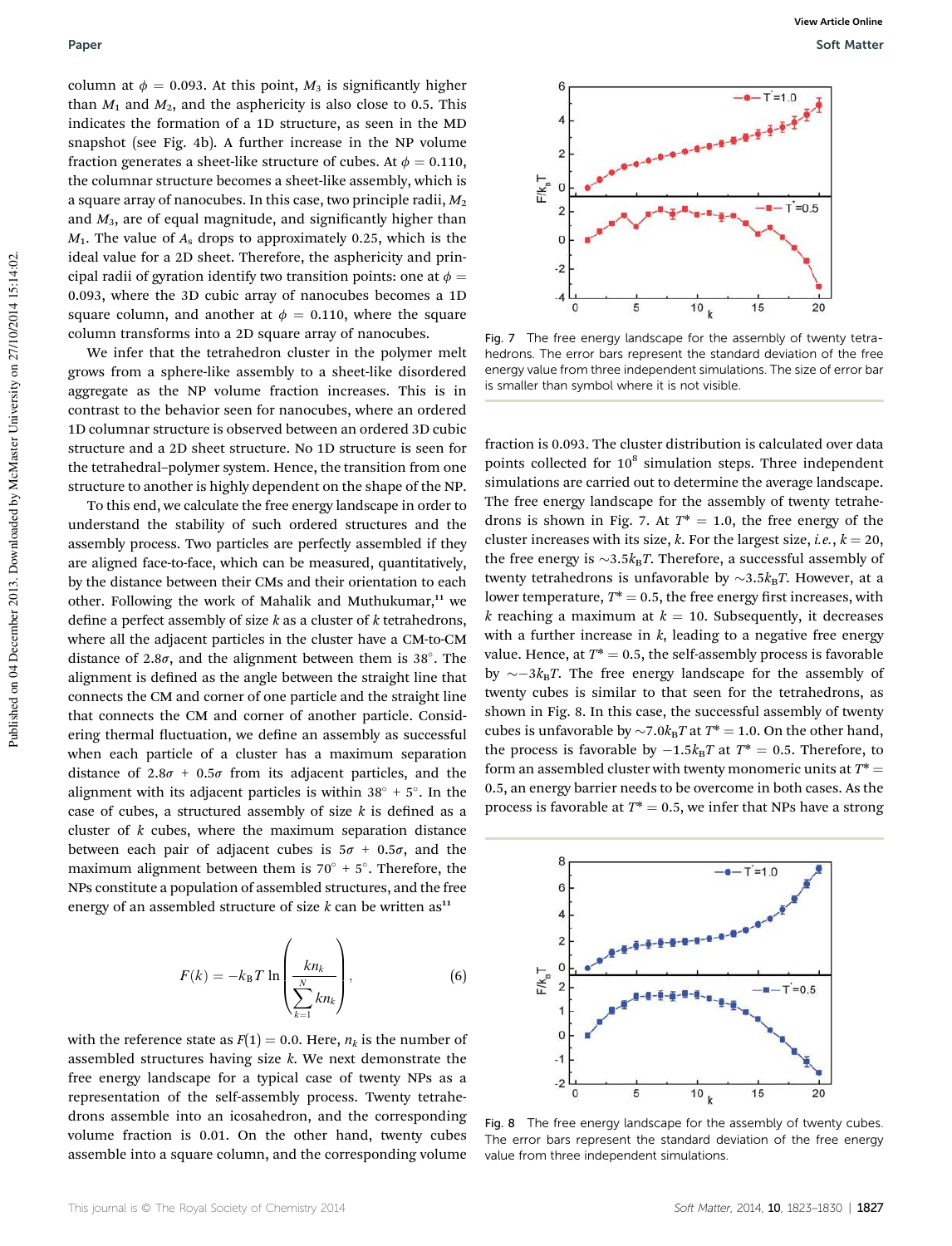column at $\phi = 0.093$. At this point, $M_3$ is significantly higher than $M_1$ and $M_2$, and the asphericity is also close to 0.5. This indicates the formation of a 1D structure, as seen in the MD snapshot (see Fig. 4b). A further increase in the NP volume fraction generates a sheet-like structure of cubes. At $\phi = 0.110$, the columnar structure becomes a sheet-like assembly, which is a square array of nanocubes. In this case, two principle radii, $M_2$ and $M_3$, are of equal magnitude, and significantly higher than $M_1$. The value of $A_s$ drops to approximately 0.25, which is the ideal value for a 2D sheet. Therefore, the asphericity and principal radii of gyration identify two transition points: one at $\phi = 0.093$, where the 3D cubic array of nanocubes becomes a 1D square column, and another at $\phi = 0.110$, where the square column transforms into a 2D square array of nanocubes.

We infer that the tetrahedron cluster in the polymer melt grows from a sphere-like assembly to a sheet-like disordered aggregate as the NP volume fraction increases. This is in contrast to the behavior seen for nanocubes, where an ordered 1D columnar structure is observed between an ordered 3D cubic structure and a 2D sheet structure. No 1D structure is seen for the tetrahedral–polymer system. Hence, the transition from one structure to another is highly dependent on the shape of the NP.

To this end, we calculate the free energy landscape in order to understand the stability of such ordered structures and the assembly process. Two particles are perfectly assembled if they are aligned face-to-face, which can be measured, quantitatively, by the distance between their CMs and their orientation to each other. Following the work of Mahalik and Muthukumar,[11] we define a perfect assembly of size $k$ as a cluster of $k$ tetrahedrons, where all the adjacent particles in the cluster have a CM-to-CM distance of $2.8\sigma$, and the alignment between them is $38°$. The alignment is defined as the angle between the straight line that connects the CM and corner of one particle and the straight line that connects the CM and corner of another particle. Considering thermal fluctuation, we define an assembly as successful when each particle of a cluster has a maximum separation distance of $2.8\sigma + 0.5\sigma$ from its adjacent particles, and the alignment with its adjacent particles is within $38° + 5°$. In the case of cubes, a structured assembly of size $k$ is defined as a cluster of $k$ cubes, where the maximum separation distance between each pair of adjacent cubes is $5\sigma + 0.5\sigma$, and the maximum alignment between them is $70° + 5°$. Therefore, the NPs constitute a population of assembled structures, and the free energy of an assembled structure of size $k$ can be written as[11]

$$F(k) = -k_{\mathrm{B}}T \ln\left(\frac{kn_k}{\sum_{k=1}^{N} kn_k}\right), \tag{6}$$

with the reference state as $F(1) = 0.0$. Here, $n_k$ is the number of assembled structures having size $k$. We next demonstrate the free energy landscape for a typical case of twenty NPs as a representation of the self-assembly process. Twenty tetrahedrons assemble into an icosahedron, and the corresponding volume fraction is 0.01. On the other hand, twenty cubes assemble into a square column, and the corresponding volume fraction is 0.093. The cluster distribution is calculated over data points collected for $10^8$ simulation steps. Three independent simulations are carried out to determine the average landscape. The free energy landscape for the assembly of twenty tetrahedrons is shown in Fig. 7. At $T^* = 1.0$, the free energy of the cluster increases with its size, $k$. For the largest size, *i.e.*, $k = 20$, the free energy is $\sim 3.5k_{\mathrm{B}}T$. Therefore, a successful assembly of twenty tetrahedrons is unfavorable by $\sim 3.5k_{\mathrm{B}}T$. However, at a lower temperature, $T^* = 0.5$, the free energy first increases, with $k$ reaching a maximum at $k = 10$. Subsequently, it decreases with a further increase in $k$, leading to a negative free energy value. Hence, at $T^* = 0.5$, the self-assembly process is favorable by $\sim -3k_{\mathrm{B}}T$. The free energy landscape for the assembly of twenty cubes is similar to that seen for the tetrahedrons, as shown in Fig. 8. In this case, the successful assembly of twenty cubes is unfavorable by $\sim 7.0k_{\mathrm{B}}T$ at $T^* = 1.0$. On the other hand, the process is favorable by $-1.5k_{\mathrm{B}}T$ at $T^* = 0.5$. Therefore, to form an assembled cluster with twenty monomeric units at $T^* = 0.5$, an energy barrier needs to be overcome in both cases. As the process is favorable at $T^* = 0.5$, we infer that NPs have a strong

Fig. 7 The free energy landscape for the assembly of twenty tetrahedrons. The error bars represent the standard deviation of the free energy value from three independent simulations. The size of error bar is smaller than symbol where it is not visible.

Fig. 8 The free energy landscape for the assembly of twenty cubes. The error bars represent the standard deviation of the free energy value from three independent simulations.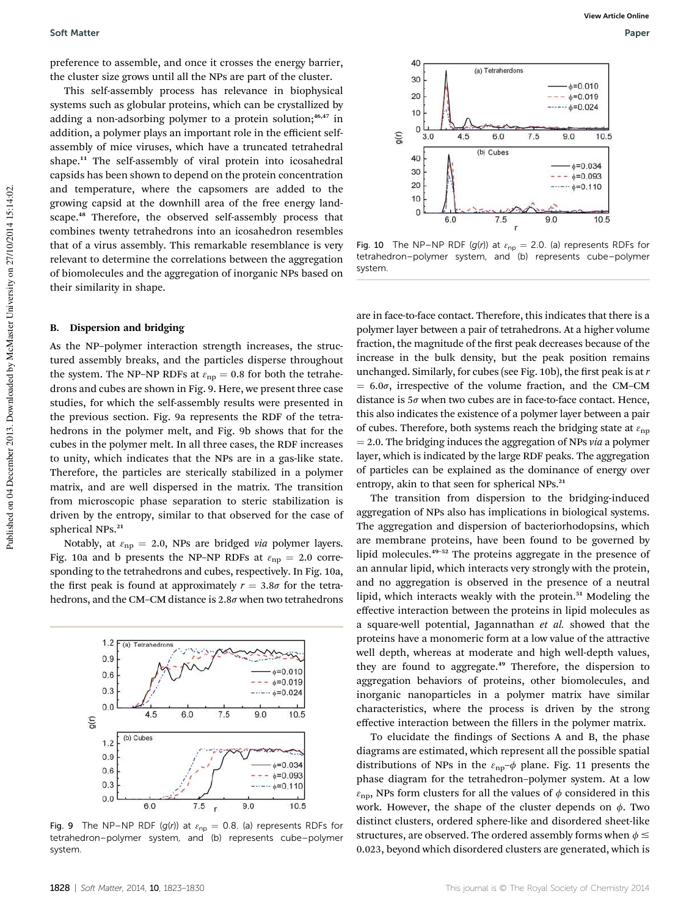preference to assemble, and once it crosses the energy barrier, the cluster size grows until all the NPs are part of the cluster.

This self-assembly process has relevance in biophysical systems such as globular proteins, which can be crystallized by adding a non-adsorbing polymer to a protein solution;[46,47] in addition, a polymer plays an important role in the efficient self-assembly of mice viruses, which have a truncated tetrahedral shape.[11] The self-assembly of viral protein into icosahedral capsids has been shown to depend on the protein concentration and temperature, where the capsomers are added to the growing capsid at the downhill area of the free energy landscape.[48] Therefore, the observed self-assembly process that combines twenty tetrahedrons into an icosahedron resembles that of a virus assembly. This remarkable resemblance is very relevant to determine the correlations between the aggregation of biomolecules and the aggregation of inorganic NPs based on their similarity in shape.

## B. Dispersion and bridging

As the NP–polymer interaction strength increases, the structured assembly breaks, and the particles disperse throughout the system. The NP–NP RDFs at $\varepsilon_{np} = 0.8$ for both the tetrahedrons and cubes are shown in Fig. 9. Here, we present three case studies, for which the self-assembly results were presented in the previous section. Fig. 9a represents the RDF of the tetrahedrons in the polymer melt, and Fig. 9b shows that for the cubes in the polymer melt. In all three cases, the RDF increases to unity, which indicates that the NPs are in a gas-like state. Therefore, the particles are sterically stabilized in a polymer matrix, and are well dispersed in the matrix. The transition from microscopic phase separation to steric stabilization is driven by the entropy, similar to that observed for the case of spherical NPs.[21]

Notably, at $\varepsilon_{np} = 2.0$, NPs are bridged *via* polymer layers. Fig. 10a and b presents the NP–NP RDFs at $\varepsilon_{np} = 2.0$ corresponding to the tetrahedrons and cubes, respectively. In Fig. 10a, the first peak is found at approximately $r = 3.8\sigma$ for the tetrahedrons, and the CM–CM distance is $2.8\sigma$ when two tetrahedrons are in face-to-face contact. Therefore, this indicates that there is a polymer layer between a pair of tetrahedrons. At a higher volume fraction, the magnitude of the first peak decreases because of the increase in the bulk density, but the peak position remains unchanged. Similarly, for cubes (see Fig. 10b), the first peak is at $r = 6.0\sigma$, irrespective of the volume fraction, and the CM–CM distance is $5\sigma$ when two cubes are in face-to-face contact. Hence, this also indicates the existence of a polymer layer between a pair of cubes. Therefore, both systems reach the bridging state at $\varepsilon_{np} = 2.0$. The bridging induces the aggregation of NPs *via* a polymer layer, which is indicated by the large RDF peaks. The aggregation of particles can be explained as the dominance of energy over entropy, akin to that seen for spherical NPs.[21]

Fig. 9 The NP–NP RDF ($g(r)$) at $\varepsilon_{np} = 0.8$. (a) represents RDFs for tetrahedron–polymer system, and (b) represents cube–polymer system.

Fig. 10 The NP–NP RDF ($g(r)$) at $\varepsilon_{np} = 2.0$. (a) represents RDFs for tetrahedron–polymer system, and (b) represents cube–polymer system.

The transition from dispersion to the bridging-induced aggregation of NPs also has implications in biological systems. The aggregation and dispersion of bacteriorhodopsins, which are membrane proteins, have been found to be governed by lipid molecules.[49–52] The proteins aggregate in the presence of an annular lipid, which interacts very strongly with the protein, and no aggregation is observed in the presence of a neutral lipid, which interacts weakly with the protein.[51] Modeling the effective interaction between the proteins in lipid molecules as a square-well potential, Jagannathan *et al.* showed that the proteins have a monomeric form at a low value of the attractive well depth, whereas at moderate and high well-depth values, they are found to aggregate.[49] Therefore, the dispersion to aggregation behaviors of proteins, other biomolecules, and inorganic nanoparticles in a polymer matrix have similar characteristics, where the process is driven by the strong effective interaction between the fillers in the polymer matrix.

To elucidate the findings of Sections A and B, the phase diagrams are estimated, which represent all the possible spatial distributions of NPs in the $\varepsilon_{np}$–$\phi$ plane. Fig. 11 presents the phase diagram for the tetrahedron–polymer system. At a low $\varepsilon_{np}$, NPs form clusters for all the values of $\phi$ considered in this work. However, the shape of the cluster depends on $\phi$. Two distinct clusters, ordered sphere-like and disordered sheet-like structures, are observed. The ordered assembly forms when $\phi \leq 0.023$, beyond which disordered clusters are generated, which is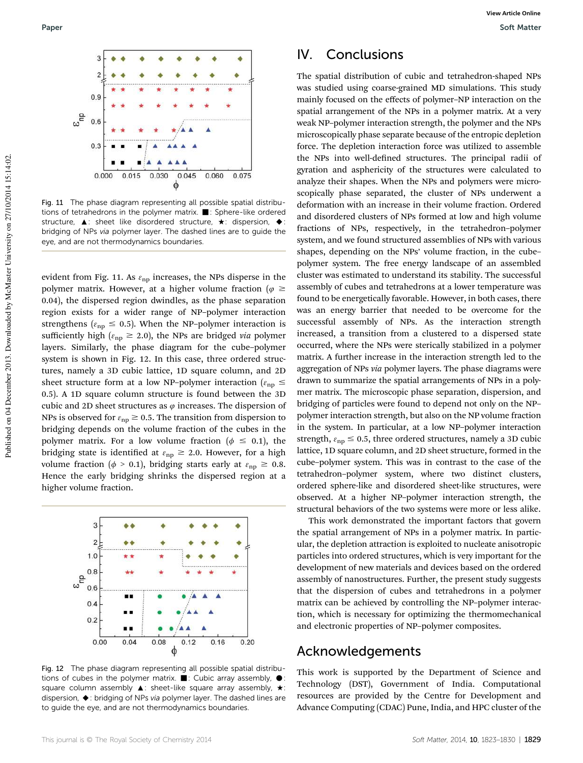Fig. 11 The phase diagram representing all possible spatial distributions of tetrahedrons in the polymer matrix. ■: Sphere-like ordered structure, ▲: sheet like disordered structure, ★: dispersion, ◆: bridging of NPs *via* polymer layer. The dashed lines are to guide the eye, and are not thermodynamics boundaries.

evident from Fig. 11. As $\varepsilon_{np}$ increases, the NPs disperse in the polymer matrix. However, at a higher volume fraction ($\varphi \geq 0.04$), the dispersed region dwindles, as the phase separation region exists for a wider range of NP–polymer interaction strengthens ($\varepsilon_{np} \leq 0.5$). When the NP–polymer interaction is sufficiently high ($\varepsilon_{np} \geq 2.0$), the NPs are bridged *via* polymer layers. Similarly, the phase diagram for the cube–polymer system is shown in Fig. 12. In this case, three ordered structures, namely a 3D cubic lattice, 1D square column, and 2D sheet structure form at a low NP–polymer interaction ($\varepsilon_{np} \leq 0.5$). A 1D square column structure is found between the 3D cubic and 2D sheet structures as $\varphi$ increases. The dispersion of NPs is observed for $\varepsilon_{np} \geq 0.5$. The transition from dispersion to bridging depends on the volume fraction of the cubes in the polymer matrix. For a low volume fraction ($\phi \leq 0.1$), the bridging state is identified at $\varepsilon_{np} \geq 2.0$. However, for a high volume fraction ($\phi > 0.1$), bridging starts early at $\varepsilon_{np} \geq 0.8$. Hence the early bridging shrinks the dispersed region at a higher volume fraction.

Fig. 12 The phase diagram representing all possible spatial distributions of cubes in the polymer matrix. ■: Cubic array assembly, ●: square column assembly ▲: sheet-like square array assembly, ★: dispersion, ◆: bridging of NPs *via* polymer layer. The dashed lines are to guide the eye, and are not thermodynamics boundaries.

# IV. Conclusions

The spatial distribution of cubic and tetrahedron-shaped NPs was studied using coarse-grained MD simulations. This study mainly focused on the effects of polymer–NP interaction on the spatial arrangement of the NPs in a polymer matrix. At a very weak NP–polymer interaction strength, the polymer and the NPs microscopically phase separate because of the entropic depletion force. The depletion interaction force was utilized to assemble the NPs into well-defined structures. The principal radii of gyration and asphericity of the structures were calculated to analyze their shapes. When the NPs and polymers were microscopically phase separated, the cluster of NPs underwent a deformation with an increase in their volume fraction. Ordered and disordered clusters of NPs formed at low and high volume fractions of NPs, respectively, in the tetrahedron–polymer system, and we found structured assemblies of NPs with various shapes, depending on the NPs' volume fraction, in the cube–polymer system. The free energy landscape of an assembled cluster was estimated to understand its stability. The successful assembly of cubes and tetrahedrons at a lower temperature was found to be energetically favorable. However, in both cases, there was an energy barrier that needed to be overcome for the successful assembly of NPs. As the interaction strength increased, a transition from a clustered to a dispersed state occurred, where the NPs were sterically stabilized in a polymer matrix. A further increase in the interaction strength led to the aggregation of NPs *via* polymer layers. The phase diagrams were drawn to summarize the spatial arrangements of NPs in a polymer matrix. The microscopic phase separation, dispersion, and bridging of particles were found to depend not only on the NP–polymer interaction strength, but also on the NP volume fraction in the system. In particular, at a low NP–polymer interaction strength, $\varepsilon_{np} \leq 0.5$, three ordered structures, namely a 3D cubic lattice, 1D square column, and 2D sheet structure, formed in the cube–polymer system. This was in contrast to the case of the tetrahedron–polymer system, where two distinct clusters, ordered sphere-like and disordered sheet-like structures, were observed. At a higher NP–polymer interaction strength, the structural behaviors of the two systems were more or less alike.

This work demonstrated the important factors that govern the spatial arrangement of NPs in a polymer matrix. In particular, the depletion attraction is exploited to nucleate anisotropic particles into ordered structures, which is very important for the development of new materials and devices based on the ordered assembly of nanostructures. Further, the present study suggests that the dispersion of cubes and tetrahedrons in a polymer matrix can be achieved by controlling the NP–polymer interaction, which is necessary for optimizing the thermomechanical and electronic properties of NP–polymer composites.

# Acknowledgements

This work is supported by the Department of Science and Technology (DST), Government of India. Computational resources are provided by the Centre for Development and Advance Computing (CDAC) Pune, India, and HPC cluster of the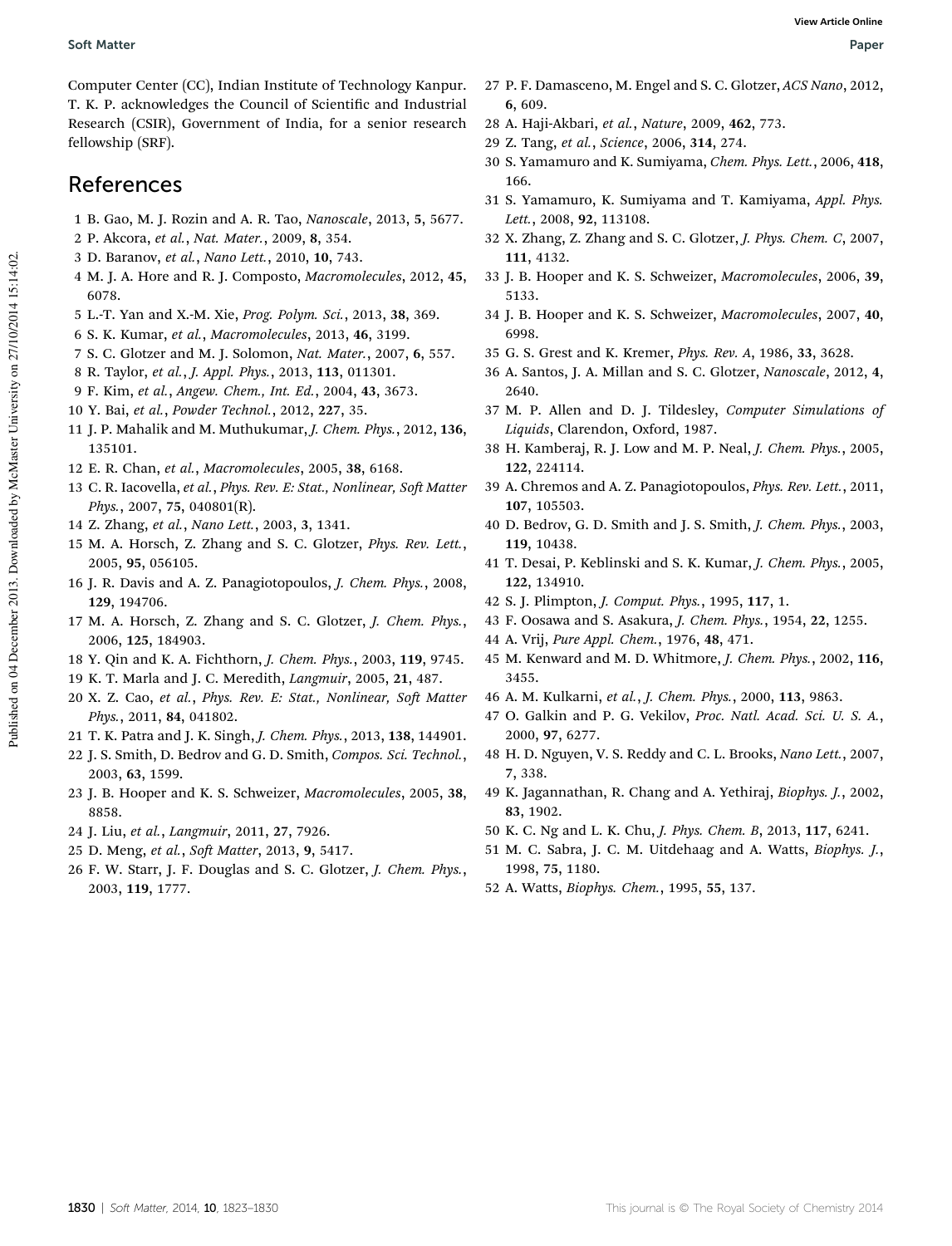Computer Center (CC), Indian Institute of Technology Kanpur. T. K. P. acknowledges the Council of Scientific and Industrial Research (CSIR), Government of India, for a senior research fellowship (SRF).

## References

1 B. Gao, M. J. Rozin and A. R. Tao, *Nanoscale*, 2013, **5**, 5677.
2 P. Akcora, *et al.*, *Nat. Mater.*, 2009, **8**, 354.
3 D. Baranov, *et al.*, *Nano Lett.*, 2010, **10**, 743.
4 M. J. A. Hore and R. J. Composto, *Macromolecules*, 2012, **45**, 6078.
5 L.-T. Yan and X.-M. Xie, *Prog. Polym. Sci.*, 2013, **38**, 369.
6 S. K. Kumar, *et al.*, *Macromolecules*, 2013, **46**, 3199.
7 S. C. Glotzer and M. J. Solomon, *Nat. Mater.*, 2007, **6**, 557.
8 R. Taylor, *et al.*, *J. Appl. Phys.*, 2013, **113**, 011301.
9 F. Kim, *et al.*, *Angew. Chem., Int. Ed.*, 2004, **43**, 3673.
10 Y. Bai, *et al.*, *Powder Technol.*, 2012, **227**, 35.
11 J. P. Mahalik and M. Muthukumar, *J. Chem. Phys.*, 2012, **136**, 135101.
12 E. R. Chan, *et al.*, *Macromolecules*, 2005, **38**, 6168.
13 C. R. Iacovella, *et al.*, *Phys. Rev. E: Stat., Nonlinear, Soft Matter Phys.*, 2007, **75**, 040801(R).
14 Z. Zhang, *et al.*, *Nano Lett.*, 2003, **3**, 1341.
15 M. A. Horsch, Z. Zhang and S. C. Glotzer, *Phys. Rev. Lett.*, 2005, **95**, 056105.
16 J. R. Davis and A. Z. Panagiotopoulos, *J. Chem. Phys.*, 2008, **129**, 194706.
17 M. A. Horsch, Z. Zhang and S. C. Glotzer, *J. Chem. Phys.*, 2006, **125**, 184903.
18 Y. Qin and K. A. Fichthorn, *J. Chem. Phys.*, 2003, **119**, 9745.
19 K. T. Marla and J. C. Meredith, *Langmuir*, 2005, **21**, 487.
20 X. Z. Cao, *et al.*, *Phys. Rev. E: Stat., Nonlinear, Soft Matter Phys.*, 2011, **84**, 041802.
21 T. K. Patra and J. K. Singh, *J. Chem. Phys.*, 2013, **138**, 144901.
22 J. S. Smith, D. Bedrov and G. D. Smith, *Compos. Sci. Technol.*, 2003, **63**, 1599.
23 J. B. Hooper and K. S. Schweizer, *Macromolecules*, 2005, **38**, 8858.
24 J. Liu, *et al.*, *Langmuir*, 2011, **27**, 7926.
25 D. Meng, *et al.*, *Soft Matter*, 2013, **9**, 5417.
26 F. W. Starr, J. F. Douglas and S. C. Glotzer, *J. Chem. Phys.*, 2003, **119**, 1777.
27 P. F. Damasceno, M. Engel and S. C. Glotzer, *ACS Nano*, 2012, **6**, 609.
28 A. Haji-Akbari, *et al.*, *Nature*, 2009, **462**, 773.
29 Z. Tang, *et al.*, *Science*, 2006, **314**, 274.
30 S. Yamamuro and K. Sumiyama, *Chem. Phys. Lett.*, 2006, **418**, 166.
31 S. Yamamuro, K. Sumiyama and T. Kamiyama, *Appl. Phys. Lett.*, 2008, **92**, 113108.
32 X. Zhang, Z. Zhang and S. C. Glotzer, *J. Phys. Chem. C*, 2007, **111**, 4132.
33 J. B. Hooper and K. S. Schweizer, *Macromolecules*, 2006, **39**, 5133.
34 J. B. Hooper and K. S. Schweizer, *Macromolecules*, 2007, **40**, 6998.
35 G. S. Grest and K. Kremer, *Phys. Rev. A*, 1986, **33**, 3628.
36 A. Santos, J. A. Millan and S. C. Glotzer, *Nanoscale*, 2012, **4**, 2640.
37 M. P. Allen and D. J. Tildesley, *Computer Simulations of Liquids*, Clarendon, Oxford, 1987.
38 H. Kamberaj, R. J. Low and M. P. Neal, *J. Chem. Phys.*, 2005, **122**, 224114.
39 A. Chremos and A. Z. Panagiotopoulos, *Phys. Rev. Lett.*, 2011, **107**, 105503.
40 D. Bedrov, G. D. Smith and J. S. Smith, *J. Chem. Phys.*, 2003, **119**, 10438.
41 T. Desai, P. Keblinski and S. K. Kumar, *J. Chem. Phys.*, 2005, **122**, 134910.
42 S. J. Plimpton, *J. Comput. Phys.*, 1995, **117**, 1.
43 F. Oosawa and S. Asakura, *J. Chem. Phys.*, 1954, **22**, 1255.
44 A. Vrij, *Pure Appl. Chem.*, 1976, **48**, 471.
45 M. Kenward and M. D. Whitmore, *J. Chem. Phys.*, 2002, **116**, 3455.
46 A. M. Kulkarni, *et al.*, *J. Chem. Phys.*, 2000, **113**, 9863.
47 O. Galkin and P. G. Vekilov, *Proc. Natl. Acad. Sci. U. S. A.*, 2000, **97**, 6277.
48 H. D. Nguyen, V. S. Reddy and C. L. Brooks, *Nano Lett.*, 2007, **7**, 338.
49 K. Jagannathan, R. Chang and A. Yethiraj, *Biophys. J.*, 2002, **83**, 1902.
50 K. C. Ng and L. K. Chu, *J. Phys. Chem. B*, 2013, **117**, 6241.
51 M. C. Sabra, J. C. M. Uitdehaag and A. Watts, *Biophys. J.*, 1998, **75**, 1180.
52 A. Watts, *Biophys. Chem.*, 1995, **55**, 137.